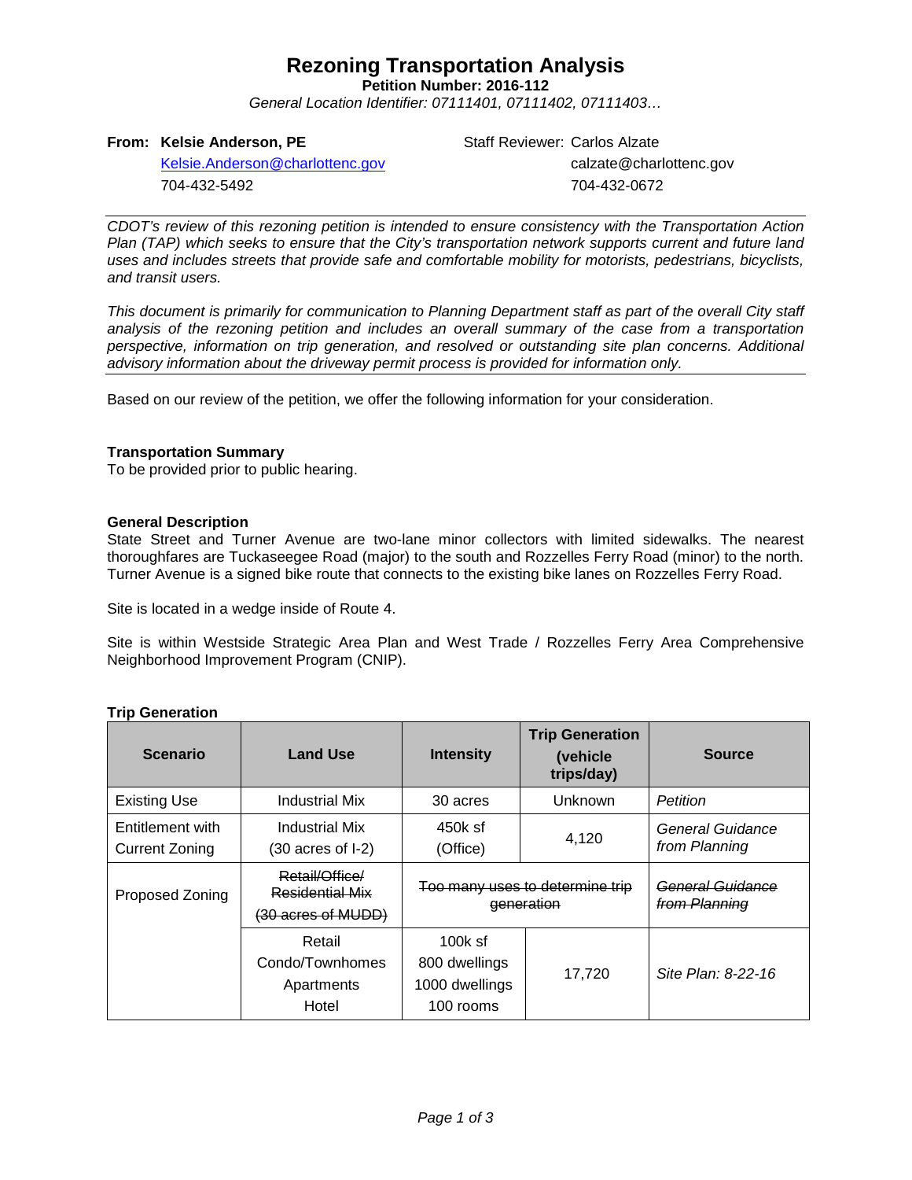# Rezoning Transportation Analysis

**Petition Number: 2016-112**

*General Location Identifier: 07111401, 07111402, 07111403…*

**From: Kelsie Anderson, PE**
Kelsie.Anderson@charlottenc.gov
704-432-5492

Staff Reviewer: Carlos Alzate
calzate@charlottenc.gov
704-432-0672

---

*CDOT's review of this rezoning petition is intended to ensure consistency with the Transportation Action Plan (TAP) which seeks to ensure that the City's transportation network supports current and future land uses and includes streets that provide safe and comfortable mobility for motorists, pedestrians, bicyclists, and transit users.*

*This document is primarily for communication to Planning Department staff as part of the overall City staff analysis of the rezoning petition and includes an overall summary of the case from a transportation perspective, information on trip generation, and resolved or outstanding site plan concerns. Additional advisory information about the driveway permit process is provided for information only.*

---

Based on our review of the petition, we offer the following information for your consideration.

**Transportation Summary**

To be provided prior to public hearing.

**General Description**

State Street and Turner Avenue are two-lane minor collectors with limited sidewalks. The nearest thoroughfares are Tuckaseegee Road (major) to the south and Rozzelles Ferry Road (minor) to the north. Turner Avenue is a signed bike route that connects to the existing bike lanes on Rozzelles Ferry Road.

Site is located in a wedge inside of Route 4.

Site is within Westside Strategic Area Plan and West Trade / Rozzelles Ferry Area Comprehensive Neighborhood Improvement Program (CNIP).

**Trip Generation**

| Scenario | Land Use | Intensity | Trip Generation (vehicle trips/day) | Source |
|---|---|---|---|---|
| Existing Use | Industrial Mix | 30 acres | Unknown | *Petition* |
| Entitlement with Current Zoning | Industrial Mix (30 acres of I-2) | 450k sf (Office) | 4,120 | *General Guidance from Planning* |
| Proposed Zoning | ~~Retail/Office/ Residential Mix (30 acres of MUDD)~~ | ~~Too many uses to determine trip generation~~ | | ~~*General Guidance from Planning*~~ |
| | Retail<br>Condo/Townhomes<br>Apartments<br>Hotel | 100k sf<br>800 dwellings<br>1000 dwellings<br>100 rooms | 17,720 | *Site Plan: 8-22-16* |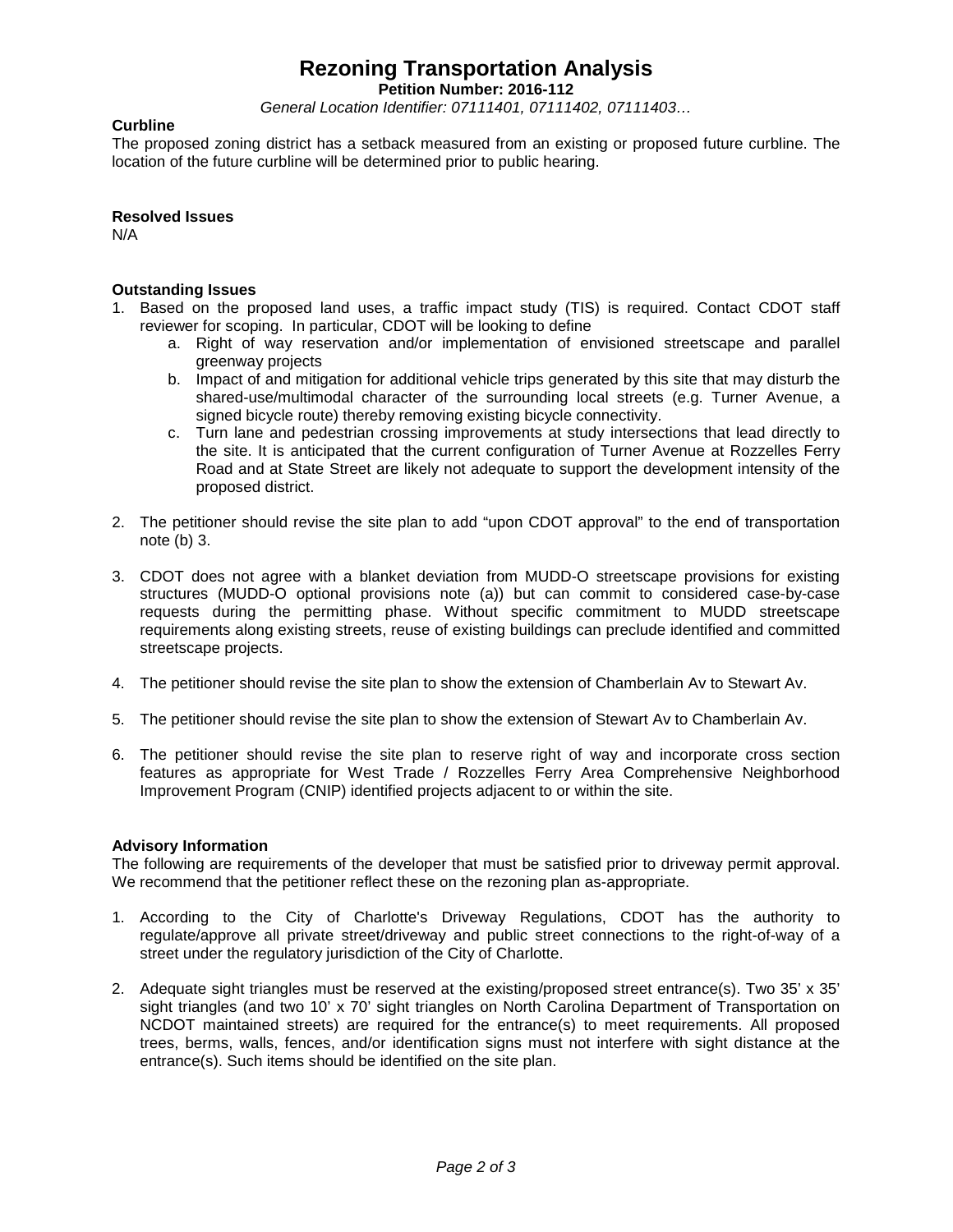# Rezoning Transportation Analysis

**Petition Number: 2016-112**

*General Location Identifier: 07111401, 07111402, 07111403…*

**Curbline**

The proposed zoning district has a setback measured from an existing or proposed future curbline. The location of the future curbline will be determined prior to public hearing.

**Resolved Issues**

N/A

**Outstanding Issues**

1. Based on the proposed land uses, a traffic impact study (TIS) is required. Contact CDOT staff reviewer for scoping. In particular, CDOT will be looking to define
   a. Right of way reservation and/or implementation of envisioned streetscape and parallel greenway projects
   b. Impact of and mitigation for additional vehicle trips generated by this site that may disturb the shared-use/multimodal character of the surrounding local streets (e.g. Turner Avenue, a signed bicycle route) thereby removing existing bicycle connectivity.
   c. Turn lane and pedestrian crossing improvements at study intersections that lead directly to the site. It is anticipated that the current configuration of Turner Avenue at Rozzelles Ferry Road and at State Street are likely not adequate to support the development intensity of the proposed district.

2. The petitioner should revise the site plan to add "upon CDOT approval" to the end of transportation note (b) 3.

3. CDOT does not agree with a blanket deviation from MUDD-O streetscape provisions for existing structures (MUDD-O optional provisions note (a)) but can commit to considered case-by-case requests during the permitting phase. Without specific commitment to MUDD streetscape requirements along existing streets, reuse of existing buildings can preclude identified and committed streetscape projects.

4. The petitioner should revise the site plan to show the extension of Chamberlain Av to Stewart Av.

5. The petitioner should revise the site plan to show the extension of Stewart Av to Chamberlain Av.

6. The petitioner should revise the site plan to reserve right of way and incorporate cross section features as appropriate for West Trade / Rozzelles Ferry Area Comprehensive Neighborhood Improvement Program (CNIP) identified projects adjacent to or within the site.

**Advisory Information**

The following are requirements of the developer that must be satisfied prior to driveway permit approval. We recommend that the petitioner reflect these on the rezoning plan as-appropriate.

1. According to the City of Charlotte's Driveway Regulations, CDOT has the authority to regulate/approve all private street/driveway and public street connections to the right-of-way of a street under the regulatory jurisdiction of the City of Charlotte.

2. Adequate sight triangles must be reserved at the existing/proposed street entrance(s). Two 35' x 35' sight triangles (and two 10' x 70' sight triangles on North Carolina Department of Transportation on NCDOT maintained streets) are required for the entrance(s) to meet requirements. All proposed trees, berms, walls, fences, and/or identification signs must not interfere with sight distance at the entrance(s). Such items should be identified on the site plan.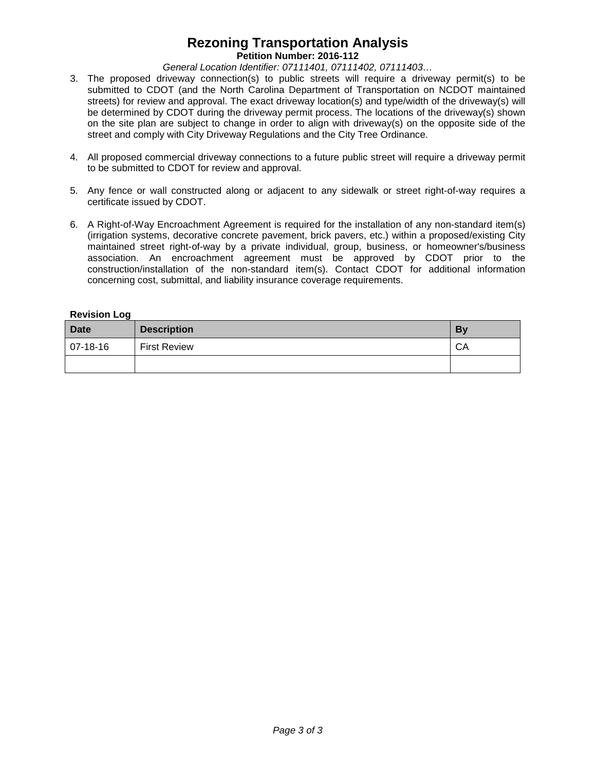3. The proposed driveway connection(s) to public streets will require a driveway permit(s) to be submitted to CDOT (and the North Carolina Department of Transportation on NCDOT maintained streets) for review and approval. The exact driveway location(s) and type/width of the driveway(s) will be determined by CDOT during the driveway permit process. The locations of the driveway(s) shown on the site plan are subject to change in order to align with driveway(s) on the opposite side of the street and comply with City Driveway Regulations and the City Tree Ordinance.

4. All proposed commercial driveway connections to a future public street will require a driveway permit to be submitted to CDOT for review and approval.

5. Any fence or wall constructed along or adjacent to any sidewalk or street right-of-way requires a certificate issued by CDOT.

6. A Right-of-Way Encroachment Agreement is required for the installation of any non-standard item(s) (irrigation systems, decorative concrete pavement, brick pavers, etc.) within a proposed/existing City maintained street right-of-way by a private individual, group, business, or homeowner's/business association. An encroachment agreement must be approved by CDOT prior to the construction/installation of the non-standard item(s). Contact CDOT for additional information concerning cost, submittal, and liability insurance coverage requirements.

**Revision Log**

| Date | Description | By |
|---|---|---|
| 07-18-16 | First Review | CA |
| | | |